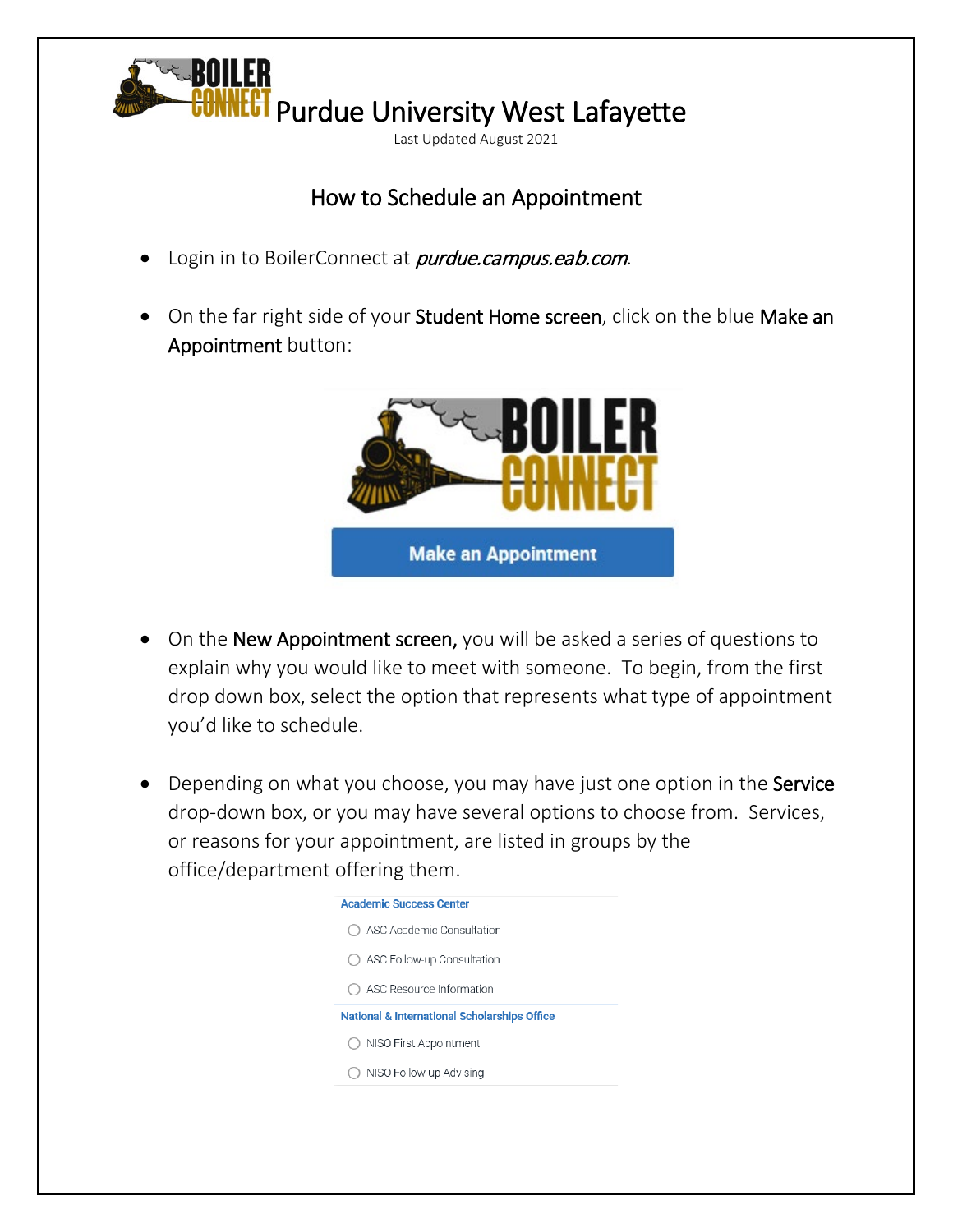# Purdue University West Lafayette

Last Updated August 2021

## How to Schedule an Appointment

- Login in to BoilerConnect at *purdue.campus.eab.com*.
- On the far right side of your **Student Home screen**, click on the blue **Make an Appointment** button:

Make an Appointment

- On the **New Appointment screen,** you will be asked a series of questions to explain why you would like to meet with someone. To begin, from the first drop down box, select the option that represents what type of appointment you'd like to schedule.
- Depending on what you choose, you may have just one option in the **Service** drop-down box, or you may have several options to choose from. Services, or reasons for your appointment, are listed in groups by the office/department offering them.

Academic Success Center

- ASC Academic Consultation
- ASC Follow-up Consultation
- ASC Resource Information

National & International Scholarships Office

- NISO First Appointment
- NISO Follow-up Advising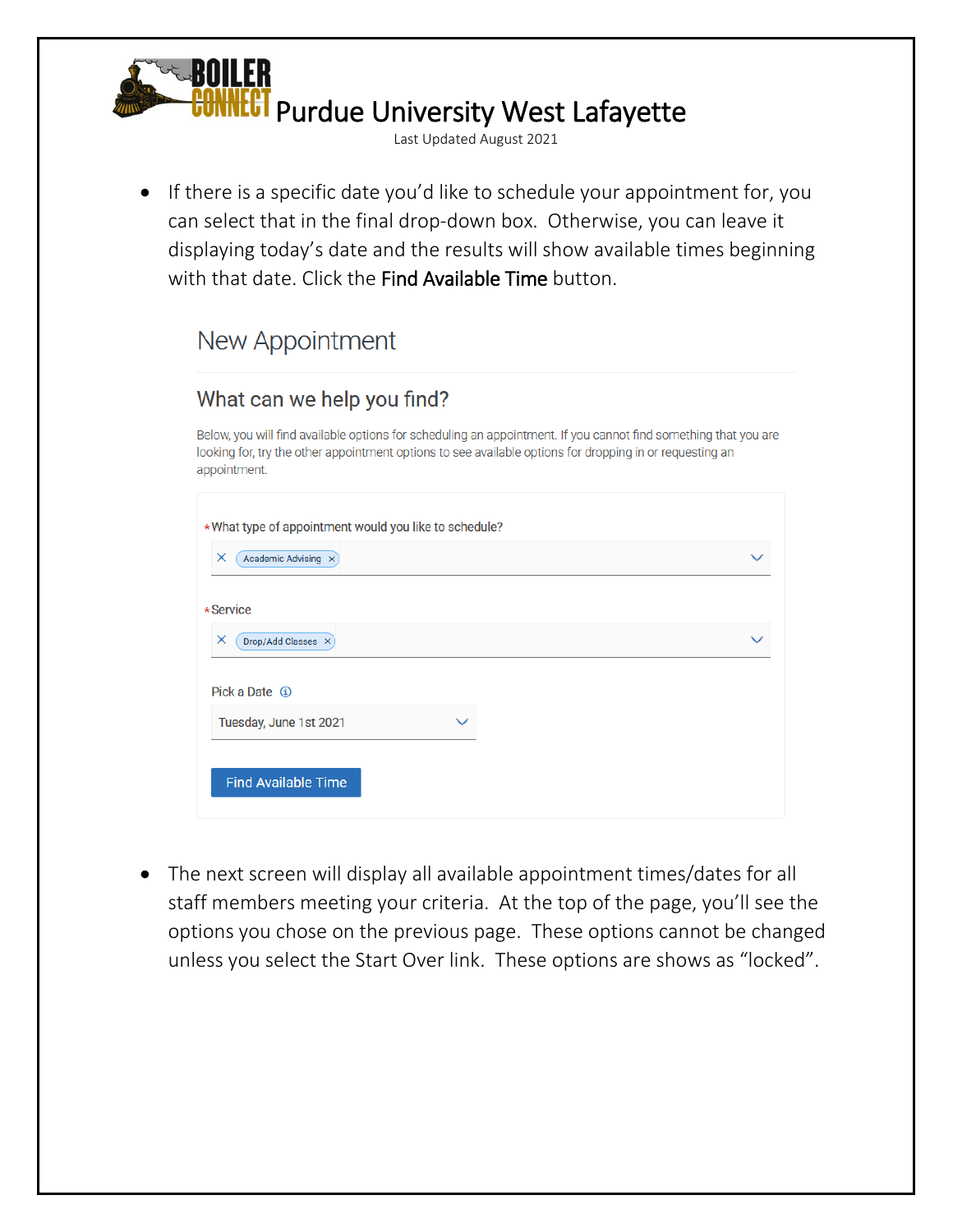- If there is a specific date you'd like to schedule your appointment for, you can select that in the final drop-down box. Otherwise, you can leave it displaying today's date and the results will show available times beginning with that date. Click the **Find Available Time** button.

New Appointment

What can we help you find?

Below, you will find available options for scheduling an appointment. If you cannot find something that you are looking for, try the other appointment options to see available options for dropping in or requesting an appointment.

*What type of appointment would you like to schedule?

Academic Advising

*Service

Drop/Add Classes

Pick a Date

Tuesday, June 1st 2021

Find Available Time

- The next screen will display all available appointment times/dates for all staff members meeting your criteria. At the top of the page, you'll see the options you chose on the previous page. These options cannot be changed unless you select the Start Over link. These options are shows as "locked".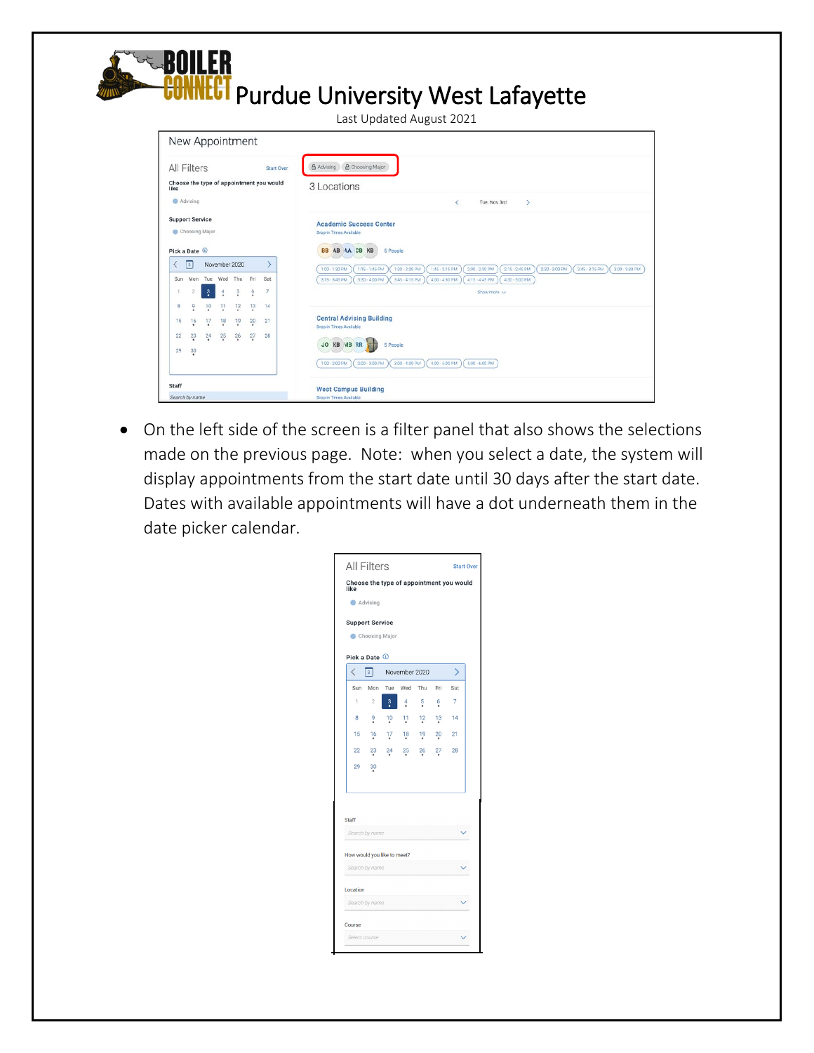# BOILER CONNECT Purdue University West Lafayette

Last Updated August 2021

- On the left side of the screen is a filter panel that also shows the selections made on the previous page. Note: when you select a date, the system will display appointments from the start date until 30 days after the start date. Dates with available appointments will have a dot underneath them in the date picker calendar.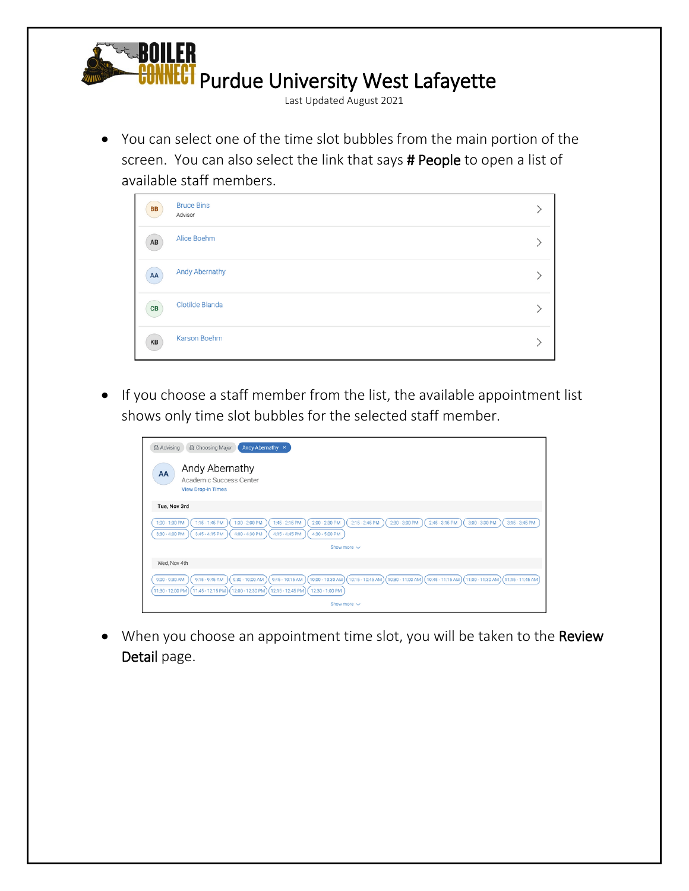- You can select one of the time slot bubbles from the main portion of the screen. You can also select the link that says **# People** to open a list of available staff members.

| | | |
|---|---|---|
| BB | Bruce Bins<br>Advisor | > |
| AB | Alice Boehm | > |
| AA | Andy Abernathy | > |
| CB | Clotilde Blanda | > |
| KB | Karson Boehm | > |

- If you choose a staff member from the list, the available appointment list shows only time slot bubbles for the selected staff member.

Advising | Choosing Major | Andy Abernathy ×

AA Andy Abernathy
Academic Success Center
View Drop-in Times

**Tue, Nov 3rd**

1:00 - 1:30 PM | 1:15 - 1:45 PM | 1:30 - 2:00 PM | 1:45 - 2:15 PM | 2:00 - 2:30 PM | 2:15 - 2:45 PM | 2:30 - 3:00 PM | 2:45 - 3:15 PM | 3:00 - 3:30 PM | 3:15 - 3:45 PM
3:30 - 4:00 PM | 3:45 - 4:15 PM | 4:00 - 4:30 PM | 4:15 - 4:45 PM | 4:30 - 5:00 PM

Show more

Wed, Nov 4th

9:00 - 9:30 AM | 9:15 - 9:45 AM | 9:30 - 10:00 AM | 9:45 - 10:15 AM | 10:00 - 10:30 AM | 10:15 - 10:45 AM | 10:30 - 11:00 AM | 10:45 - 11:15 AM | 11:00 - 11:30 AM | 11:15 - 11:45 AM
11:30 - 12:00 PM | 11:45 - 12:15 PM | 12:00 - 12:30 PM | 12:15 - 12:45 PM | 12:30 - 1:00 PM

Show more

- When you choose an appointment time slot, you will be taken to the **Review Detail** page.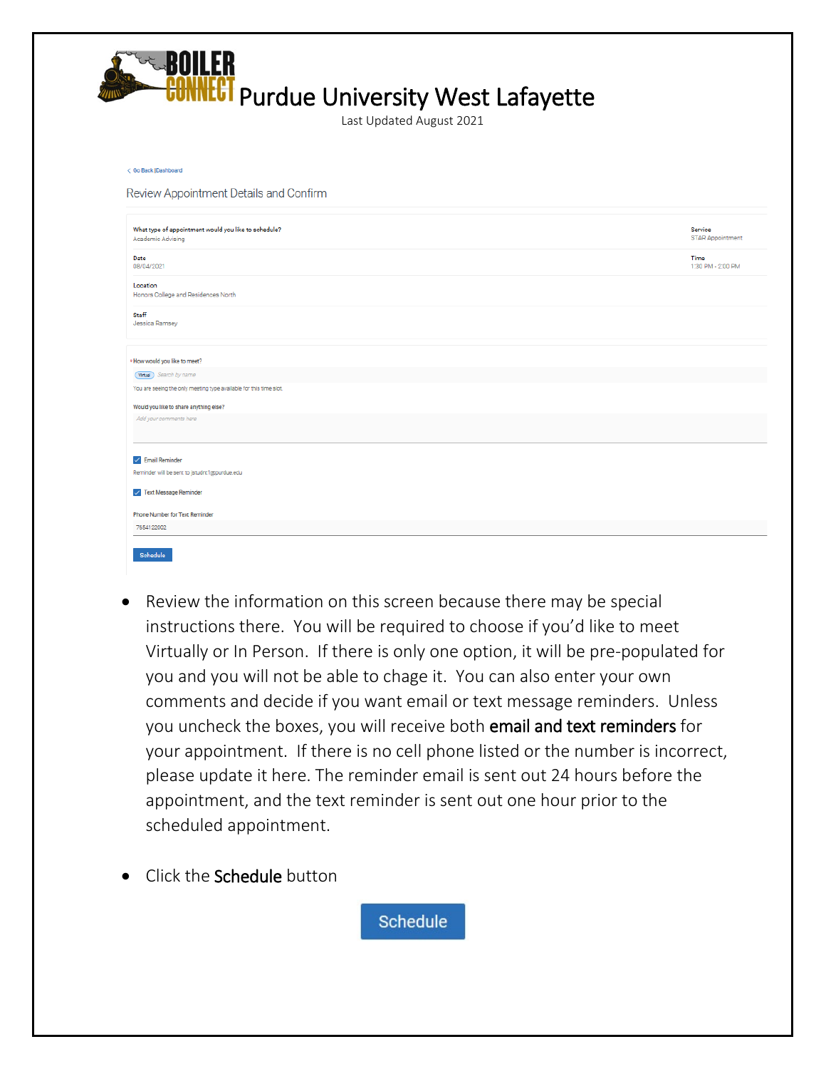# Purdue University West Lafayette

Last Updated August 2021

< Go Back |Dashboard

Review Appointment Details and Confirm

**What type of appointment would you like to schedule?**
Academic Advising

**Service**
STAR Appointment

**Date**
08/04/2021

**Time**
1:30 PM - 2:00 PM

**Location**
Honors College and Residences North

**Staff**
Jessica Ramsey

* How would you like to meet?

Virtual | Search by name

You are seeing the only meeting type available for this time slot.

Would you like to share anything else?

Add your comments here

☑ Email Reminder

Reminder will be sent to jstudnt1@purdue.edu

☑ Text Message Reminder

Phone Number for Text Reminder

7654122002

Schedule

- Review the information on this screen because there may be special instructions there. You will be required to choose if you'd like to meet Virtually or In Person. If there is only one option, it will be pre-populated for you and you will not be able to chage it. You can also enter your own comments and decide if you want email or text message reminders. Unless you uncheck the boxes, you will receive both **email and text reminders** for your appointment. If there is no cell phone listed or the number is incorrect, please update it here. The reminder email is sent out 24 hours before the appointment, and the text reminder is sent out one hour prior to the scheduled appointment.

- Click the **Schedule** button

Schedule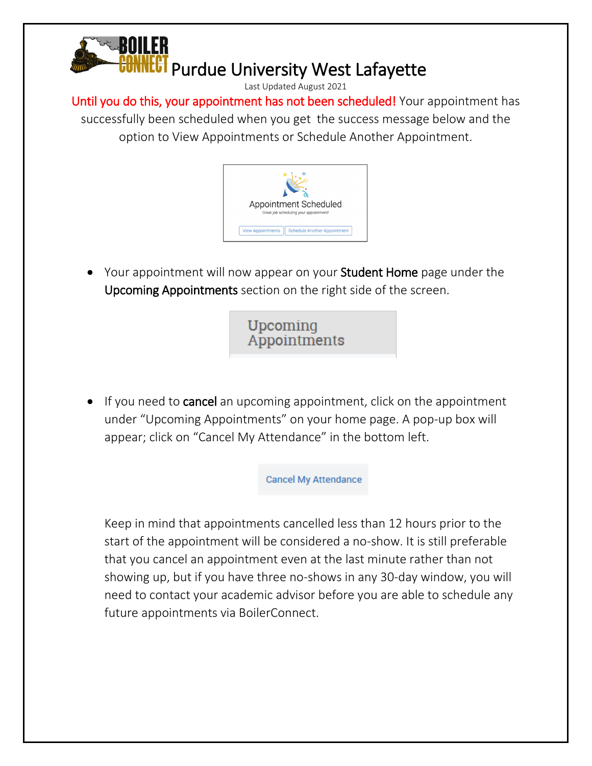# Purdue University West Lafayette

Last Updated August 2021

**Until you do this, your appointment has not been scheduled!** Your appointment has successfully been scheduled when you get the success message below and the option to View Appointments or Schedule Another Appointment.

Appointment Scheduled

Great job scheduling your appointment!

View Appointments | Schedule Another Appointment

- Your appointment will now appear on your **Student Home** page under the **Upcoming Appointments** section on the right side of the screen.

Upcoming Appointments

- If you need to **cancel** an upcoming appointment, click on the appointment under "Upcoming Appointments" on your home page. A pop-up box will appear; click on "Cancel My Attendance" in the bottom left.

Cancel My Attendance

Keep in mind that appointments cancelled less than 12 hours prior to the start of the appointment will be considered a no-show. It is still preferable that you cancel an appointment even at the last minute rather than not showing up, but if you have three no-shows in any 30-day window, you will need to contact your academic advisor before you are able to schedule any future appointments via BoilerConnect.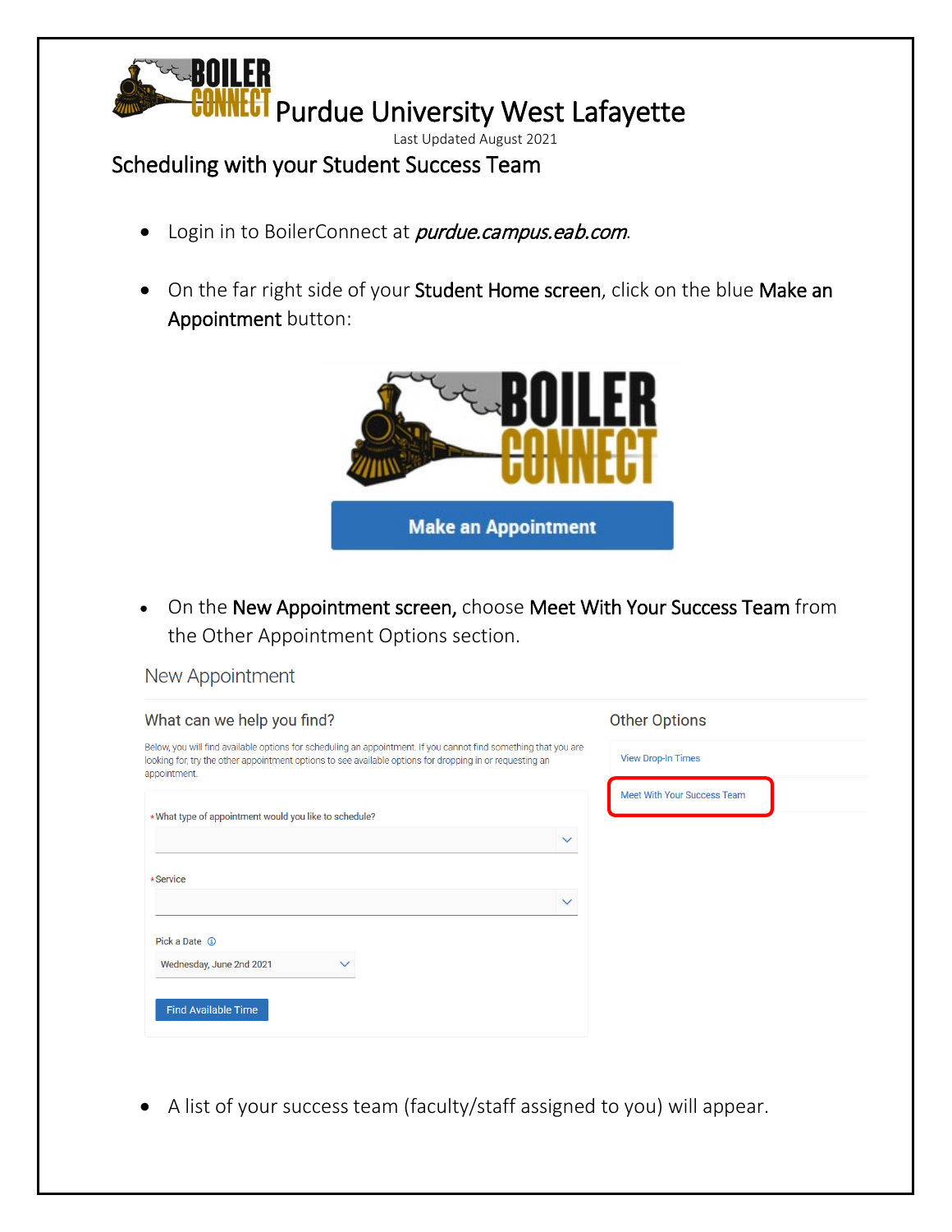# Purdue University West Lafayette

Last Updated August 2021

## Scheduling with your Student Success Team

- Login in to BoilerConnect at *purdue.campus.eab.com*.
- On the far right side of your **Student Home screen**, click on the blue **Make an Appointment** button:

Make an Appointment

- On the **New Appointment screen,** choose **Meet With Your Success Team** from the Other Appointment Options section.

New Appointment

What can we help you find?

Below, you will find available options for scheduling an appointment. If you cannot find something that you are looking for, try the other appointment options to see available options for dropping in or requesting an appointment.

*What type of appointment would you like to schedule?

*Service

Pick a Date

Wednesday, June 2nd 2021

Find Available Time

Other Options

View Drop-In Times

Meet With Your Success Team

- A list of your success team (faculty/staff assigned to you) will appear.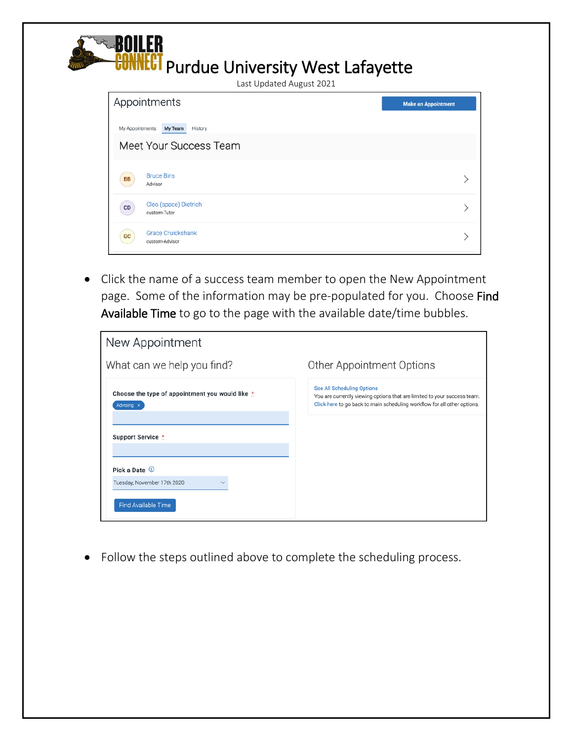# Purdue University West Lafayette

Last Updated August 2021

Appointments

Make an Appointment

My Appointments | My Team | History

Meet Your Success Team

BB Bruce Bins
Advisor

CD Cleo (space) Dietrich
custom-Tutor

GC Grace Cruickshank
custom-Advisor

- Click the name of a success team member to open the New Appointment page. Some of the information may be pre-populated for you. Choose **Find Available Time** to go to the page with the available date/time bubbles.

New Appointment

What can we help you find?

Choose the type of appointment you would like *

Advising ×

Support Service *

Pick a Date

Tuesday, November 17th 2020

Find Available Time

Other Appointment Options

See All Scheduling Options

You are currently viewing options that are limited to your success team. Click here to go back to main scheduling workflow for all other options.

- Follow the steps outlined above to complete the scheduling process.